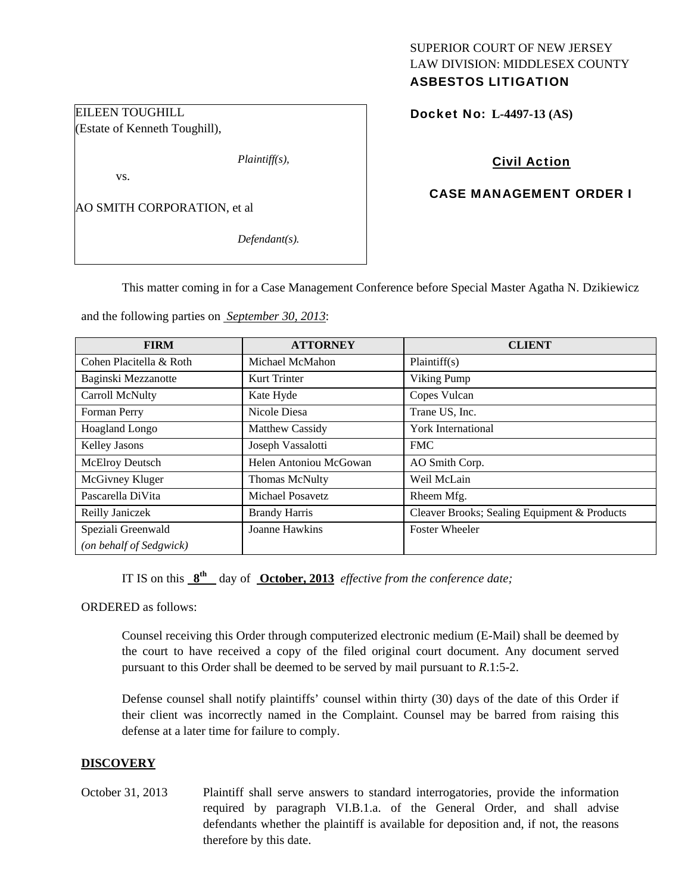SUPERIOR COURT OF NEW JERSEY
LAW DIVISION: MIDDLESEX COUNTY
**ASBESTOS LITIGATION**

EILEEN TOUGHILL
(Estate of Kenneth Toughill),

*Plaintiff(s),*

vs.

AO SMITH CORPORATION, et al

*Defendant(s).*

**Docket No: L-4497-13 (AS)**

**Civil Action**

**CASE MANAGEMENT ORDER I**

This matter coming in for a Case Management Conference before Special Master Agatha N. Dzikiewicz and the following parties on *September 30, 2013*:

| FIRM | ATTORNEY | CLIENT |
|---|---|---|
| Cohen Placitella & Roth | Michael McMahon | Plaintiff(s) |
| Baginski Mezzanotte | Kurt Trinter | Viking Pump |
| Carroll McNulty | Kate Hyde | Copes Vulcan |
| Forman Perry | Nicole Diesa | Trane US, Inc. |
| Hoagland Longo | Matthew Cassidy | York International |
| Kelley Jasons | Joseph Vassalotti | FMC |
| McElroy Deutsch | Helen Antoniou McGowan | AO Smith Corp. |
| McGivney Kluger | Thomas McNulty | Weil McLain |
| Pascarella DiVita | Michael Posavetz | Rheem Mfg. |
| Reilly Janiczek | Brandy Harris | Cleaver Brooks; Sealing Equipment & Products |
| Speziali Greenwald *(on behalf of Sedgwick)* | Joanne Hawkins | Foster Wheeler |

IT IS on this **8th** day of **October, 2013** *effective from the conference date;*

ORDERED as follows:

Counsel receiving this Order through computerized electronic medium (E-Mail) shall be deemed by the court to have received a copy of the filed original court document. Any document served pursuant to this Order shall be deemed to be served by mail pursuant to *R*.1:5-2.

Defense counsel shall notify plaintiffs' counsel within thirty (30) days of the date of this Order if their client was incorrectly named in the Complaint. Counsel may be barred from raising this defense at a later time for failure to comply.

## DISCOVERY

October 31, 2013 Plaintiff shall serve answers to standard interrogatories, provide the information required by paragraph VI.B.1.a. of the General Order, and shall advise defendants whether the plaintiff is available for deposition and, if not, the reasons therefore by this date.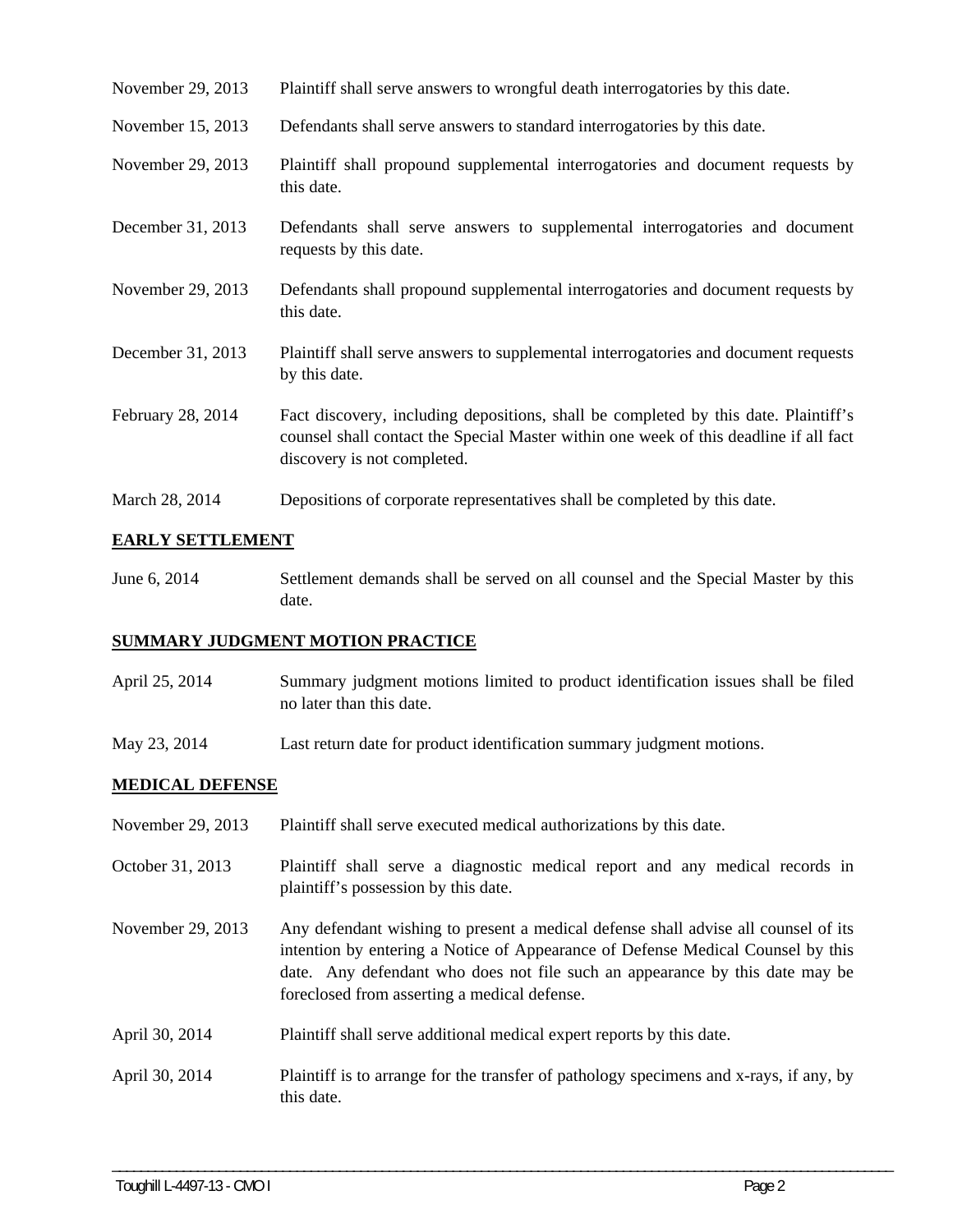| | |
|---|---|
| November 29, 2013 | Plaintiff shall serve answers to wrongful death interrogatories by this date. |
| November 15, 2013 | Defendants shall serve answers to standard interrogatories by this date. |
| November 29, 2013 | Plaintiff shall propound supplemental interrogatories and document requests by this date. |
| December 31, 2013 | Defendants shall serve answers to supplemental interrogatories and document requests by this date. |
| November 29, 2013 | Defendants shall propound supplemental interrogatories and document requests by this date. |
| December 31, 2013 | Plaintiff shall serve answers to supplemental interrogatories and document requests by this date. |
| February 28, 2014 | Fact discovery, including depositions, shall be completed by this date. Plaintiff's counsel shall contact the Special Master within one week of this deadline if all fact discovery is not completed. |
| March 28, 2014 | Depositions of corporate representatives shall be completed by this date. |

**EARLY SETTLEMENT**

| | |
|---|---|
| June 6, 2014 | Settlement demands shall be served on all counsel and the Special Master by this date. |

**SUMMARY JUDGMENT MOTION PRACTICE**

| | |
|---|---|
| April 25, 2014 | Summary judgment motions limited to product identification issues shall be filed no later than this date. |
| May 23, 2014 | Last return date for product identification summary judgment motions. |

**MEDICAL DEFENSE**

| | |
|---|---|
| November 29, 2013 | Plaintiff shall serve executed medical authorizations by this date. |
| October 31, 2013 | Plaintiff shall serve a diagnostic medical report and any medical records in plaintiff's possession by this date. |
| November 29, 2013 | Any defendant wishing to present a medical defense shall advise all counsel of its intention by entering a Notice of Appearance of Defense Medical Counsel by this date. Any defendant who does not file such an appearance by this date may be foreclosed from asserting a medical defense. |
| April 30, 2014 | Plaintiff shall serve additional medical expert reports by this date. |
| April 30, 2014 | Plaintiff is to arrange for the transfer of pathology specimens and x-rays, if any, by this date. |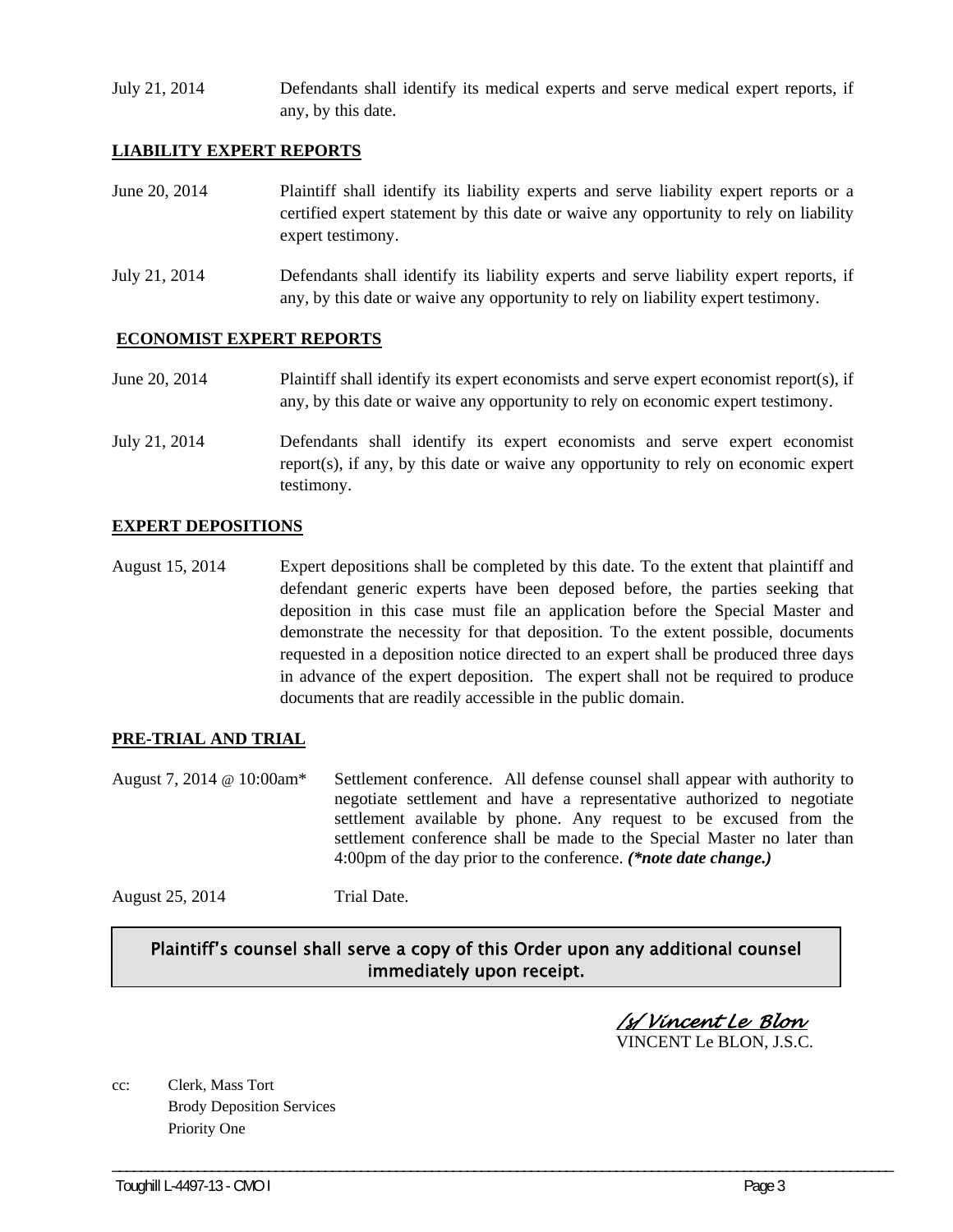| | |
|---|---|
| July 21, 2014 | Defendants shall identify its medical experts and serve medical expert reports, if any, by this date. |

**LIABILITY EXPERT REPORTS**

| | |
|---|---|
| June 20, 2014 | Plaintiff shall identify its liability experts and serve liability expert reports or a certified expert statement by this date or waive any opportunity to rely on liability expert testimony. |
| July 21, 2014 | Defendants shall identify its liability experts and serve liability expert reports, if any, by this date or waive any opportunity to rely on liability expert testimony. |

**ECONOMIST EXPERT REPORTS**

| | |
|---|---|
| June 20, 2014 | Plaintiff shall identify its expert economists and serve expert economist report(s), if any, by this date or waive any opportunity to rely on economic expert testimony. |
| July 21, 2014 | Defendants shall identify its expert economists and serve expert economist report(s), if any, by this date or waive any opportunity to rely on economic expert testimony. |

**EXPERT DEPOSITIONS**

| | |
|---|---|
| August 15, 2014 | Expert depositions shall be completed by this date. To the extent that plaintiff and defendant generic experts have been deposed before, the parties seeking that deposition in this case must file an application before the Special Master and demonstrate the necessity for that deposition. To the extent possible, documents requested in a deposition notice directed to an expert shall be produced three days in advance of the expert deposition. The expert shall not be required to produce documents that are readily accessible in the public domain. |

**PRE-TRIAL AND TRIAL**

| | |
|---|---|
| August 7, 2014 @ 10:00am* | Settlement conference. All defense counsel shall appear with authority to negotiate settlement and have a representative authorized to negotiate settlement available by phone. Any request to be excused from the settlement conference shall be made to the Special Master no later than 4:00pm of the day prior to the conference. ***(\*note date change.)*** |
| August 25, 2014 | Trial Date. |

**Plaintiff's counsel shall serve a copy of this Order upon any additional counsel immediately upon receipt.**

*/s/ Vincent Le Blon*
VINCENT Le BLON, J.S.C.

cc: Clerk, Mass Tort
Brody Deposition Services
Priority One